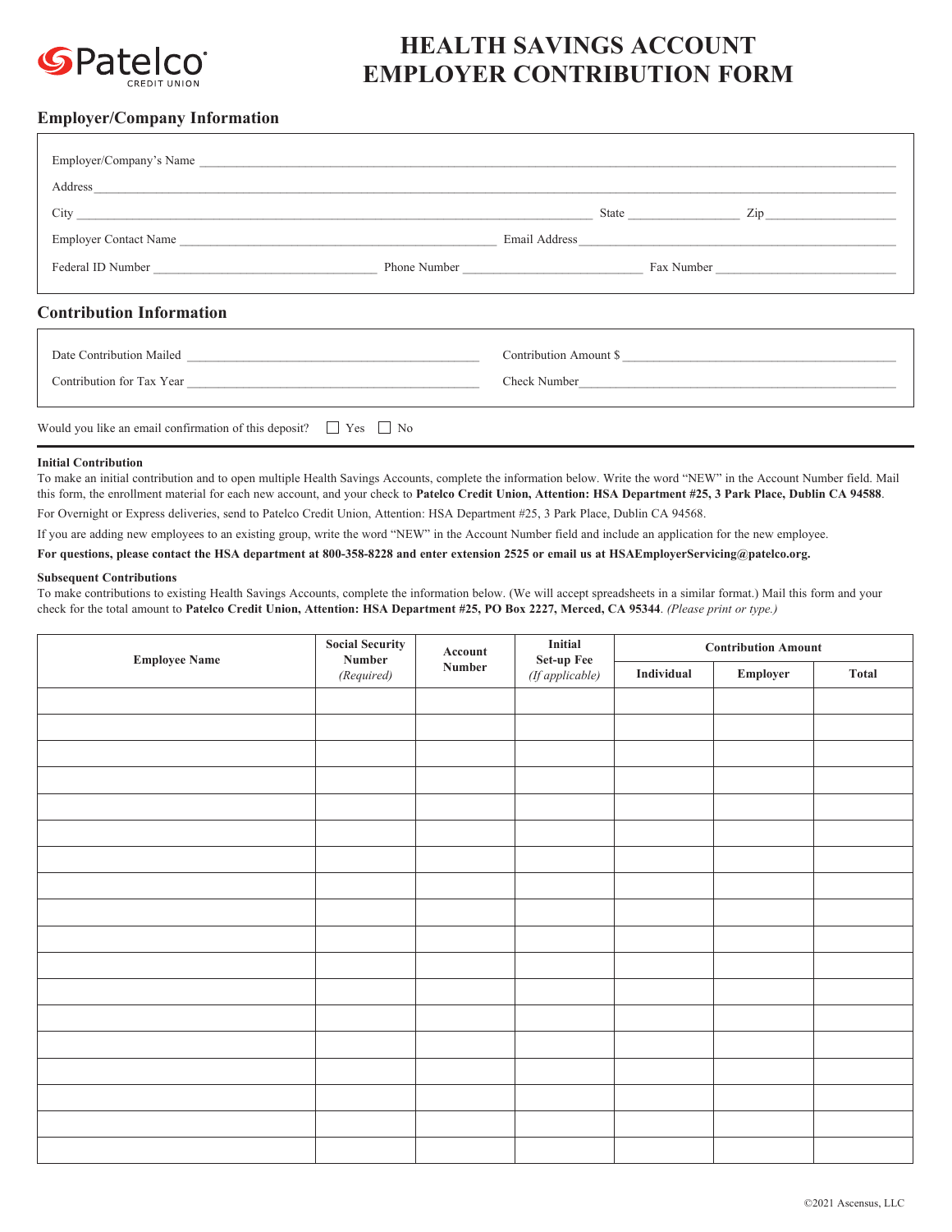Patelco CREDIT UNION

# HEALTH SAVINGS ACCOUNT EMPLOYER CONTRIBUTION FORM

## Employer/Company Information

Employer/Company's Name ______________________________

Address ______________________________

City ______________________ State __________ Zip __________

Employer Contact Name ______________________ Email Address ______________________

Federal ID Number ______________ Phone Number ______________ Fax Number ______________

## Contribution Information

Date Contribution Mailed ______________________ Contribution Amount $ ______________________

Contribution for Tax Year ______________________ Check Number ______________________

Would you like an email confirmation of this deposit? ☐ Yes ☐ No

**Initial Contribution**

To make an initial contribution and to open multiple Health Savings Accounts, complete the information below. Write the word "NEW" in the Account Number field. Mail this form, the enrollment material for each new account, and your check to **Patelco Credit Union, Attention: HSA Department #25, 3 Park Place, Dublin CA 94588**.

For Overnight or Express deliveries, send to Patelco Credit Union, Attention: HSA Department #25, 3 Park Place, Dublin CA 94568.

If you are adding new employees to an existing group, write the word "NEW" in the Account Number field and include an application for the new employee.

**For questions, please contact the HSA department at 800-358-8228 and enter extension 2525 or email us at HSAEmployerServicing@patelco.org.**

**Subsequent Contributions**

To make contributions to existing Health Savings Accounts, complete the information below. (We will accept spreadsheets in a similar format.) Mail this form and your check for the total amount to **Patelco Credit Union, Attention: HSA Department #25, PO Box 2227, Merced, CA 95344**. *(Please print or type.)*

| Employee Name | Social Security Number *(Required)* | Account Number | Initial Set-up Fee *(If applicable)* | Contribution Amount | | |
|---|---|---|---|---|---|---|
| | | | | Individual | Employer | Total |
| | | | | | | |
| | | | | | | |
| | | | | | | |
| | | | | | | |
| | | | | | | |
| | | | | | | |
| | | | | | | |
| | | | | | | |
| | | | | | | |
| | | | | | | |
| | | | | | | |
| | | | | | | |
| | | | | | | |
| | | | | | | |
| | | | | | | |
| | | | | | | |
| | | | | | | |
| | | | | | | |

©2021 Ascensus, LLC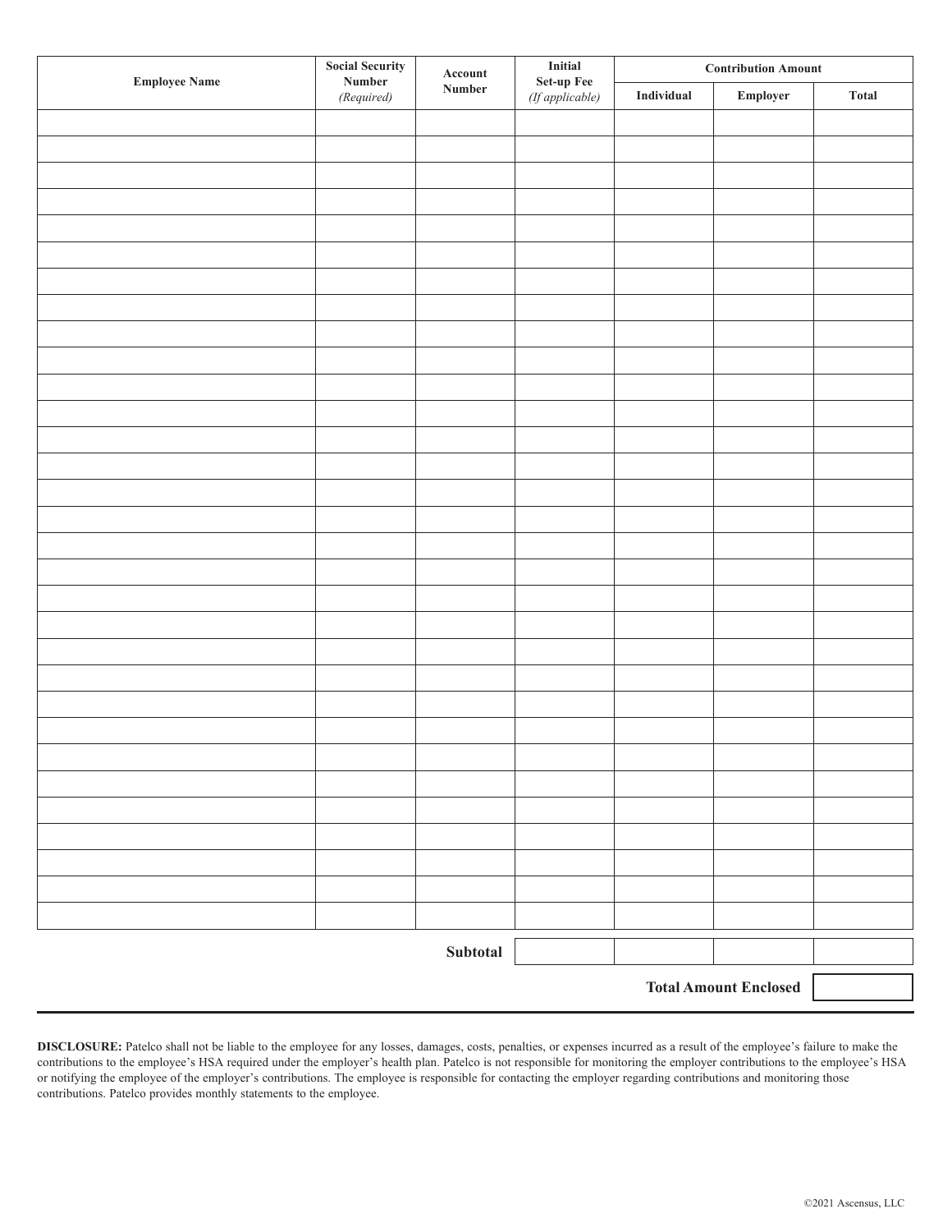| Employee Name | Social Security Number *(Required)* | Account Number | Initial Set-up Fee *(If applicable)* | Contribution Amount | | |
|---|---|---|---|---|---|---|
| | | | | Individual | Employer | Total |
| | | | | | | |
| | | | | | | |
| | | | | | | |
| | | | | | | |
| | | | | | | |
| | | | | | | |
| | | | | | | |
| | | | | | | |
| | | | | | | |
| | | | | | | |
| | | | | | | |
| | | | | | | |
| | | | | | | |
| | | | | | | |
| | | | | | | |
| | | | | | | |
| | | | | | | |
| | | | | | | |
| | | | | | | |
| | | | | | | |
| | | | | | | |
| | | | | | | |
| | | | | | | |
| | | | | | | |
| | | | | | | |
| | | | | | | |
| | | | | | | |
| | | | | | | |
| | | | | | | |
| | | | | | | |
| | | **Subtotal** | | | | |

**Total Amount Enclosed** ______

**DISCLOSURE:** Patelco shall not be liable to the employee for any losses, damages, costs, penalties, or expenses incurred as a result of the employee's failure to make the contributions to the employee's HSA required under the employer's health plan. Patelco is not responsible for monitoring the employer contributions to the employee's HSA or notifying the employee of the employer's contributions. The employee is responsible for contacting the employer regarding contributions and monitoring those contributions. Patelco provides monthly statements to the employee.

©2021 Ascensus, LLC